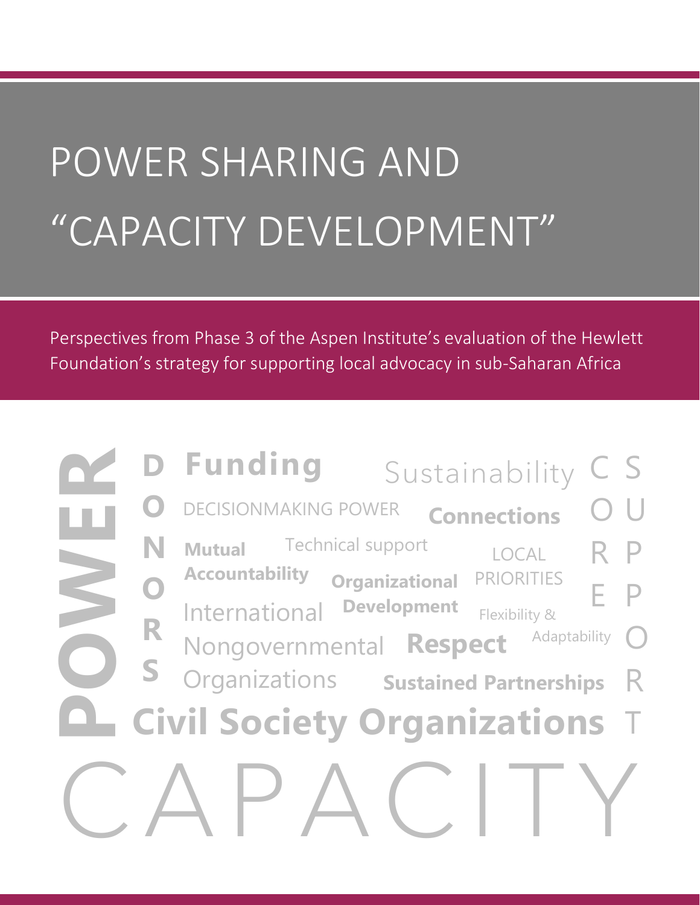# POWER SHARING AND "CAPACITY DEVELOPMENT"

Perspectives from Phase 3 of the Aspen Institute's evaluation of the Hewlett Foundation's strategy for supporting local advocacy in sub-Saharan Africa

POWER

DONORS

**Funding** Sustainability

DECISIONMAKING POWER **Connections**

**Mutual Accountability** Technical support

LOCAL PRIORITIES

**Organizational Development**

International Nongovernmental Organizations

Flexibility & Adaptability

**Respect**

**Sustained Partnerships**

**Civil Society Organizations**

CORE SUPPORT

CAPACITY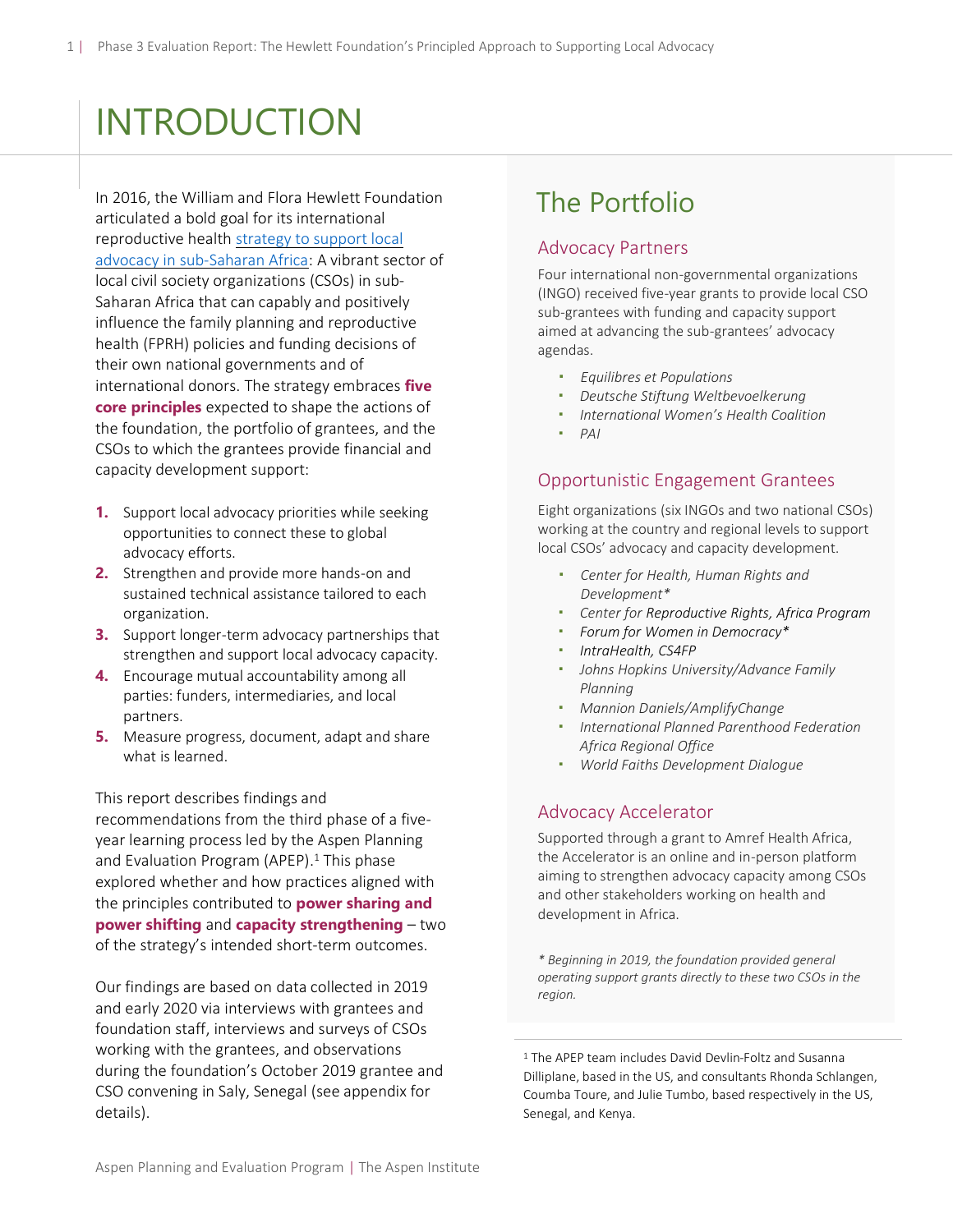# INTRODUCTION

In 2016, the William and Flora Hewlett Foundation articulated a bold goal for its international reproductive health [strategy to support local advocacy in sub-Saharan Africa](): A vibrant sector of local civil society organizations (CSOs) in sub-Saharan Africa that can capably and positively influence the family planning and reproductive health (FPRH) policies and funding decisions of their own national governments and of international donors. The strategy embraces **five core principles** expected to shape the actions of the foundation, the portfolio of grantees, and the CSOs to which the grantees provide financial and capacity development support:

1. Support local advocacy priorities while seeking opportunities to connect these to global advocacy efforts.
2. Strengthen and provide more hands-on and sustained technical assistance tailored to each organization.
3. Support longer-term advocacy partnerships that strengthen and support local advocacy capacity.
4. Encourage mutual accountability among all parties: funders, intermediaries, and local partners.
5. Measure progress, document, adapt and share what is learned.

This report describes findings and recommendations from the third phase of a five-year learning process led by the Aspen Planning and Evaluation Program (APEP).[1] This phase explored whether and how practices aligned with the principles contributed to **power sharing and power shifting** and **capacity strengthening** – two of the strategy's intended short-term outcomes.

Our findings are based on data collected in 2019 and early 2020 via interviews with grantees and foundation staff, interviews and surveys of CSOs working with the grantees, and observations during the foundation's October 2019 grantee and CSO convening in Saly, Senegal (see appendix for details).

## The Portfolio

### Advocacy Partners

Four international non-governmental organizations (INGO) received five-year grants to provide local CSO sub-grantees with funding and capacity support aimed at advancing the sub-grantees' advocacy agendas.

- *Equilibres et Populations*
- *Deutsche Stiftung Weltbevoelkerung*
- *International Women's Health Coalition*
- *PAI*

### Opportunistic Engagement Grantees

Eight organizations (six INGOs and two national CSOs) working at the country and regional levels to support local CSOs' advocacy and capacity development.

- *Center for Health, Human Rights and Development**
- *Center for Reproductive Rights, Africa Program*
- *Forum for Women in Democracy**
- *IntraHealth, CS4FP*
- *Johns Hopkins University/Advance Family Planning*
- *Mannion Daniels/AmplifyChange*
- *International Planned Parenthood Federation Africa Regional Office*
- *World Faiths Development Dialogue*

### Advocacy Accelerator

Supported through a grant to Amref Health Africa, the Accelerator is an online and in-person platform aiming to strengthen advocacy capacity among CSOs and other stakeholders working on health and development in Africa.

*\* Beginning in 2019, the foundation provided general operating support grants directly to these two CSOs in the region.*

[1] The APEP team includes David Devlin-Foltz and Susanna Dilliplane, based in the US, and consultants Rhonda Schlangen, Coumba Toure, and Julie Tumbo, based respectively in the US, Senegal, and Kenya.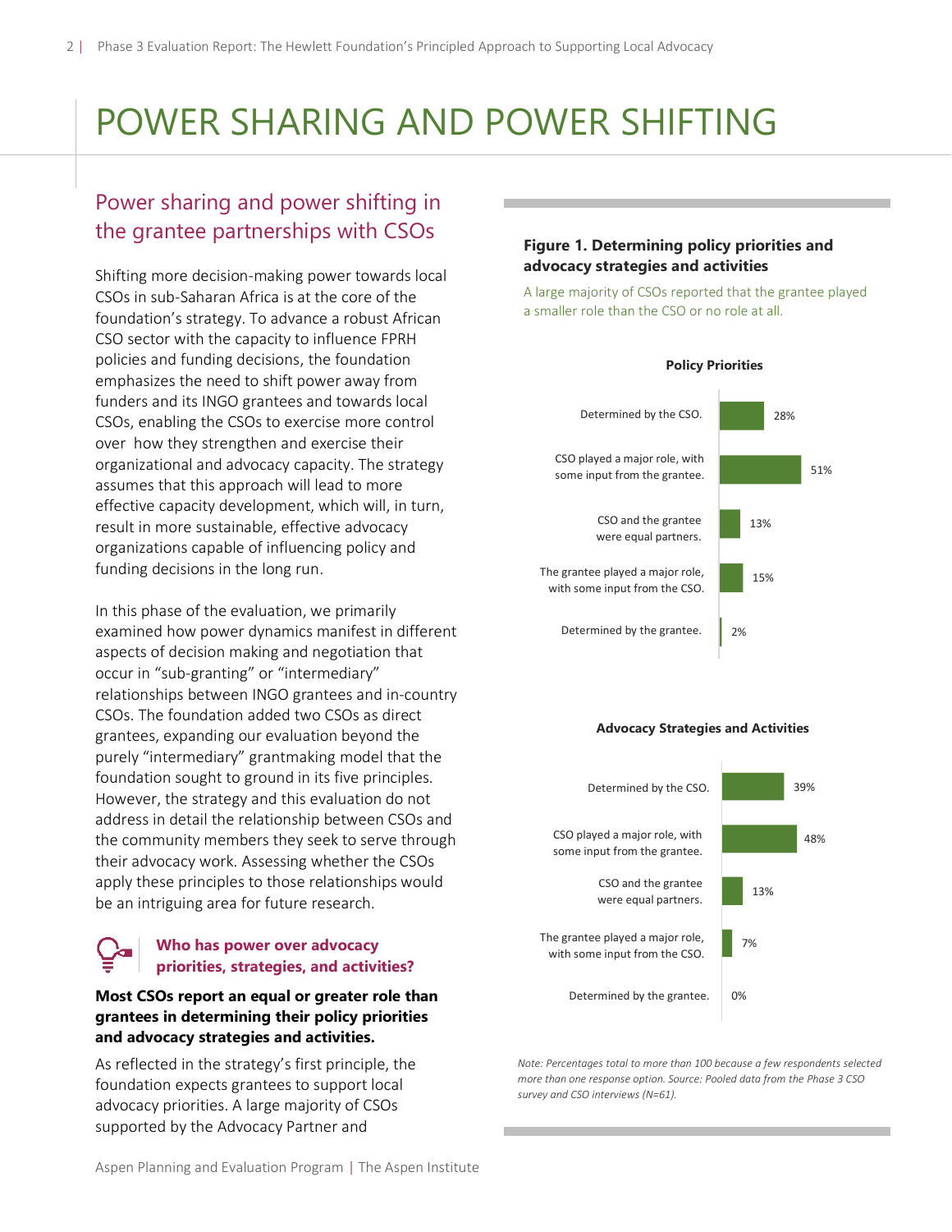# POWER SHARING AND POWER SHIFTING

## Power sharing and power shifting in the grantee partnerships with CSOs

Shifting more decision-making power towards local CSOs in sub-Saharan Africa is at the core of the foundation's strategy. To advance a robust African CSO sector with the capacity to influence FPRH policies and funding decisions, the foundation emphasizes the need to shift power away from funders and its INGO grantees and towards local CSOs, enabling the CSOs to exercise more control over how they strengthen and exercise their organizational and advocacy capacity. The strategy assumes that this approach will lead to more effective capacity development, which will, in turn, result in more sustainable, effective advocacy organizations capable of influencing policy and funding decisions in the long run.

In this phase of the evaluation, we primarily examined how power dynamics manifest in different aspects of decision making and negotiation that occur in "sub-granting" or "intermediary" relationships between INGO grantees and in-country CSOs. The foundation added two CSOs as direct grantees, expanding our evaluation beyond the purely "intermediary" grantmaking model that the foundation sought to ground in its five principles. However, the strategy and this evaluation do not address in detail the relationship between CSOs and the community members they seek to serve through their advocacy work. Assessing whether the CSOs apply these principles to those relationships would be an intriguing area for future research.

### Who has power over advocacy priorities, strategies, and activities?

**Most CSOs report an equal or greater role than grantees in determining their policy priorities and advocacy strategies and activities.**

As reflected in the strategy's first principle, the foundation expects grantees to support local advocacy priorities. A large majority of CSOs supported by the Advocacy Partner and

**Figure 1. Determining policy priorities and advocacy strategies and activities**

A large majority of CSOs reported that the grantee played a smaller role than the CSO or no role at all.

**Policy Priorities**

| Response | Percentage |
|---|---|
| Determined by the CSO. | 28% |
| CSO played a major role, with some input from the grantee. | 51% |
| CSO and the grantee were equal partners. | 13% |
| The grantee played a major role, with some input from the CSO. | 15% |
| Determined by the grantee. | 2% |

**Advocacy Strategies and Activities**

| Response | Percentage |
|---|---|
| Determined by the CSO. | 39% |
| CSO played a major role, with some input from the grantee. | 48% |
| CSO and the grantee were equal partners. | 13% |
| The grantee played a major role, with some input from the CSO. | 7% |
| Determined by the grantee. | 0% |

*Note: Percentages total to more than 100 because a few respondents selected more than one response option. Source: Pooled data from the Phase 3 CSO survey and CSO interviews (N=61).*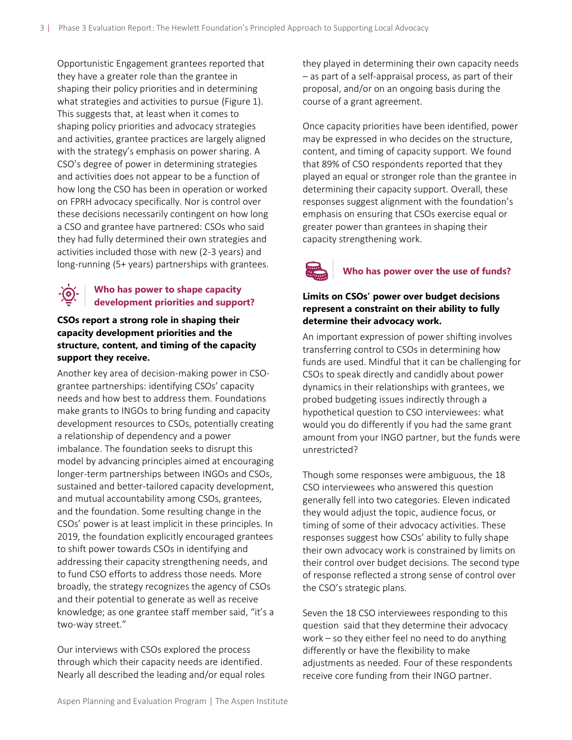Opportunistic Engagement grantees reported that they have a greater role than the grantee in shaping their policy priorities and in determining what strategies and activities to pursue (Figure 1). This suggests that, at least when it comes to shaping policy priorities and advocacy strategies and activities, grantee practices are largely aligned with the strategy's emphasis on power sharing. A CSO's degree of power in determining strategies and activities does not appear to be a function of how long the CSO has been in operation or worked on FPRH advocacy specifically. Nor is control over these decisions necessarily contingent on how long a CSO and grantee have partnered: CSOs who said they had fully determined their own strategies and activities included those with new (2-3 years) and long-running (5+ years) partnerships with grantees.

## Who has power to shape capacity development priorities and support?

**CSOs report a strong role in shaping their capacity development priorities and the structure, content, and timing of the capacity support they receive.**

Another key area of decision-making power in CSO-grantee partnerships: identifying CSOs' capacity needs and how best to address them. Foundations make grants to INGOs to bring funding and capacity development resources to CSOs, potentially creating a relationship of dependency and a power imbalance. The foundation seeks to disrupt this model by advancing principles aimed at encouraging longer-term partnerships between INGOs and CSOs, sustained and better-tailored capacity development, and mutual accountability among CSOs, grantees, and the foundation. Some resulting change in the CSOs' power is at least implicit in these principles. In 2019, the foundation explicitly encouraged grantees to shift power towards CSOs in identifying and addressing their capacity strengthening needs, and to fund CSO efforts to address those needs. More broadly, the strategy recognizes the agency of CSOs and their potential to generate as well as receive knowledge; as one grantee staff member said, "it's a two-way street."

Our interviews with CSOs explored the process through which their capacity needs are identified. Nearly all described the leading and/or equal roles they played in determining their own capacity needs – as part of a self-appraisal process, as part of their proposal, and/or on an ongoing basis during the course of a grant agreement.

Once capacity priorities have been identified, power may be expressed in who decides on the structure, content, and timing of capacity support. We found that 89% of CSO respondents reported that they played an equal or stronger role than the grantee in determining their capacity support. Overall, these responses suggest alignment with the foundation's emphasis on ensuring that CSOs exercise equal or greater power than grantees in shaping their capacity strengthening work.

## Who has power over the use of funds?

**Limits on CSOs' power over budget decisions represent a constraint on their ability to fully determine their advocacy work.**

An important expression of power shifting involves transferring control to CSOs in determining how funds are used. Mindful that it can be challenging for CSOs to speak directly and candidly about power dynamics in their relationships with grantees, we probed budgeting issues indirectly through a hypothetical question to CSO interviewees: what would you do differently if you had the same grant amount from your INGO partner, but the funds were unrestricted?

Though some responses were ambiguous, the 18 CSO interviewees who answered this question generally fell into two categories. Eleven indicated they would adjust the topic, audience focus, or timing of some of their advocacy activities. These responses suggest how CSOs' ability to fully shape their own advocacy work is constrained by limits on their control over budget decisions. The second type of response reflected a strong sense of control over the CSO's strategic plans.

Seven the 18 CSO interviewees responding to this question said that they determine their advocacy work – so they either feel no need to do anything differently or have the flexibility to make adjustments as needed. Four of these respondents receive core funding from their INGO partner.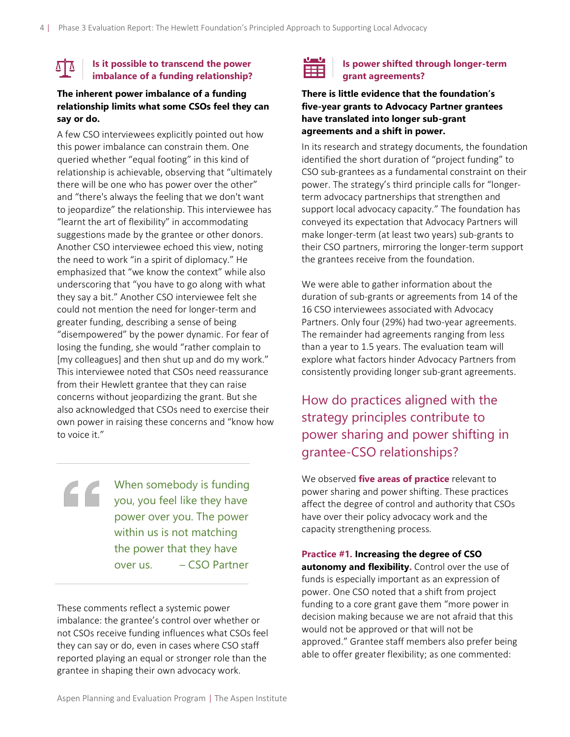### Is it possible to transcend the power imbalance of a funding relationship?

**The inherent power imbalance of a funding relationship limits what some CSOs feel they can say or do.**

A few CSO interviewees explicitly pointed out how this power imbalance can constrain them. One queried whether "equal footing" in this kind of relationship is achievable, observing that "ultimately there will be one who has power over the other" and "there's always the feeling that we don't want to jeopardize" the relationship. This interviewee has "learnt the art of flexibility" in accommodating suggestions made by the grantee or other donors. Another CSO interviewee echoed this view, noting the need to work "in a spirit of diplomacy." He emphasized that "we know the context" while also underscoring that "you have to go along with what they say a bit." Another CSO interviewee felt she could not mention the need for longer-term and greater funding, describing a sense of being "disempowered" by the power dynamic. For fear of losing the funding, she would "rather complain to [my colleagues] and then shut up and do my work." This interviewee noted that CSOs need reassurance from their Hewlett grantee that they can raise concerns without jeopardizing the grant. But she also acknowledged that CSOs need to exercise their own power in raising these concerns and "know how to voice it."

> When somebody is funding you, you feel like they have power over you. The power within us is not matching the power that they have over us. – CSO Partner

These comments reflect a systemic power imbalance: the grantee's control over whether or not CSOs receive funding influences what CSOs feel they can say or do, even in cases where CSO staff reported playing an equal or stronger role than the grantee in shaping their own advocacy work.

### Is power shifted through longer-term grant agreements?

**There is little evidence that the foundation's five-year grants to Advocacy Partner grantees have translated into longer sub-grant agreements and a shift in power.**

In its research and strategy documents, the foundation identified the short duration of "project funding" to CSO sub-grantees as a fundamental constraint on their power. The strategy's third principle calls for "longer-term advocacy partnerships that strengthen and support local advocacy capacity." The foundation has conveyed its expectation that Advocacy Partners will make longer-term (at least two years) sub-grants to their CSO partners, mirroring the longer-term support the grantees receive from the foundation.

We were able to gather information about the duration of sub-grants or agreements from 14 of the 16 CSO interviewees associated with Advocacy Partners. Only four (29%) had two-year agreements. The remainder had agreements ranging from less than a year to 1.5 years. The evaluation team will explore what factors hinder Advocacy Partners from consistently providing longer sub-grant agreements.

## How do practices aligned with the strategy principles contribute to power sharing and power shifting in grantee-CSO relationships?

We observed **five areas of practice** relevant to power sharing and power shifting. These practices affect the degree of control and authority that CSOs have over their policy advocacy work and the capacity strengthening process.

**Practice #1. Increasing the degree of CSO autonomy and flexibility.** Control over the use of funds is especially important as an expression of power. One CSO noted that a shift from project funding to a core grant gave them "more power in decision making because we are not afraid that this would not be approved or that will not be approved." Grantee staff members also prefer being able to offer greater flexibility; as one commented: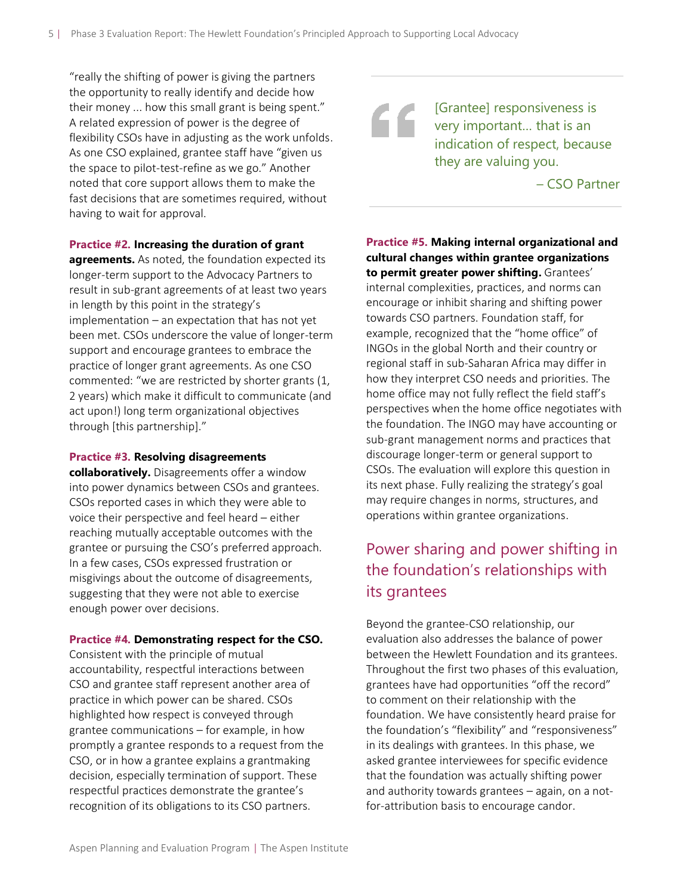"really the shifting of power is giving the partners the opportunity to really identify and decide how their money ... how this small grant is being spent." A related expression of power is the degree of flexibility CSOs have in adjusting as the work unfolds. As one CSO explained, grantee staff have "given us the space to pilot-test-refine as we go." Another noted that core support allows them to make the fast decisions that are sometimes required, without having to wait for approval.

**Practice #2. Increasing the duration of grant agreements.** As noted, the foundation expected its longer-term support to the Advocacy Partners to result in sub-grant agreements of at least two years in length by this point in the strategy's implementation – an expectation that has not yet been met. CSOs underscore the value of longer-term support and encourage grantees to embrace the practice of longer grant agreements. As one CSO commented: "we are restricted by shorter grants (1, 2 years) which make it difficult to communicate (and act upon!) long term organizational objectives through [this partnership]."

**Practice #3. Resolving disagreements collaboratively.** Disagreements offer a window into power dynamics between CSOs and grantees. CSOs reported cases in which they were able to voice their perspective and feel heard – either reaching mutually acceptable outcomes with the grantee or pursuing the CSO's preferred approach. In a few cases, CSOs expressed frustration or misgivings about the outcome of disagreements, suggesting that they were not able to exercise enough power over decisions.

**Practice #4. Demonstrating respect for the CSO.** Consistent with the principle of mutual accountability, respectful interactions between CSO and grantee staff represent another area of practice in which power can be shared. CSOs highlighted how respect is conveyed through grantee communications – for example, in how promptly a grantee responds to a request from the CSO, or in how a grantee explains a grantmaking decision, especially termination of support. These respectful practices demonstrate the grantee's recognition of its obligations to its CSO partners.

> [Grantee] responsiveness is very important... that is an indication of respect, because they are valuing you.
>
> – CSO Partner

**Practice #5. Making internal organizational and cultural changes within grantee organizations to permit greater power shifting.** Grantees' internal complexities, practices, and norms can encourage or inhibit sharing and shifting power towards CSO partners. Foundation staff, for example, recognized that the "home office" of INGOs in the global North and their country or regional staff in sub-Saharan Africa may differ in how they interpret CSO needs and priorities. The home office may not fully reflect the field staff's perspectives when the home office negotiates with the foundation. The INGO may have accounting or sub-grant management norms and practices that discourage longer-term or general support to CSOs. The evaluation will explore this question in its next phase. Fully realizing the strategy's goal may require changes in norms, structures, and operations within grantee organizations.

## Power sharing and power shifting in the foundation's relationships with its grantees

Beyond the grantee-CSO relationship, our evaluation also addresses the balance of power between the Hewlett Foundation and its grantees. Throughout the first two phases of this evaluation, grantees have had opportunities "off the record" to comment on their relationship with the foundation. We have consistently heard praise for the foundation's "flexibility" and "responsiveness" in its dealings with grantees. In this phase, we asked grantee interviewees for specific evidence that the foundation was actually shifting power and authority towards grantees – again, on a not-for-attribution basis to encourage candor.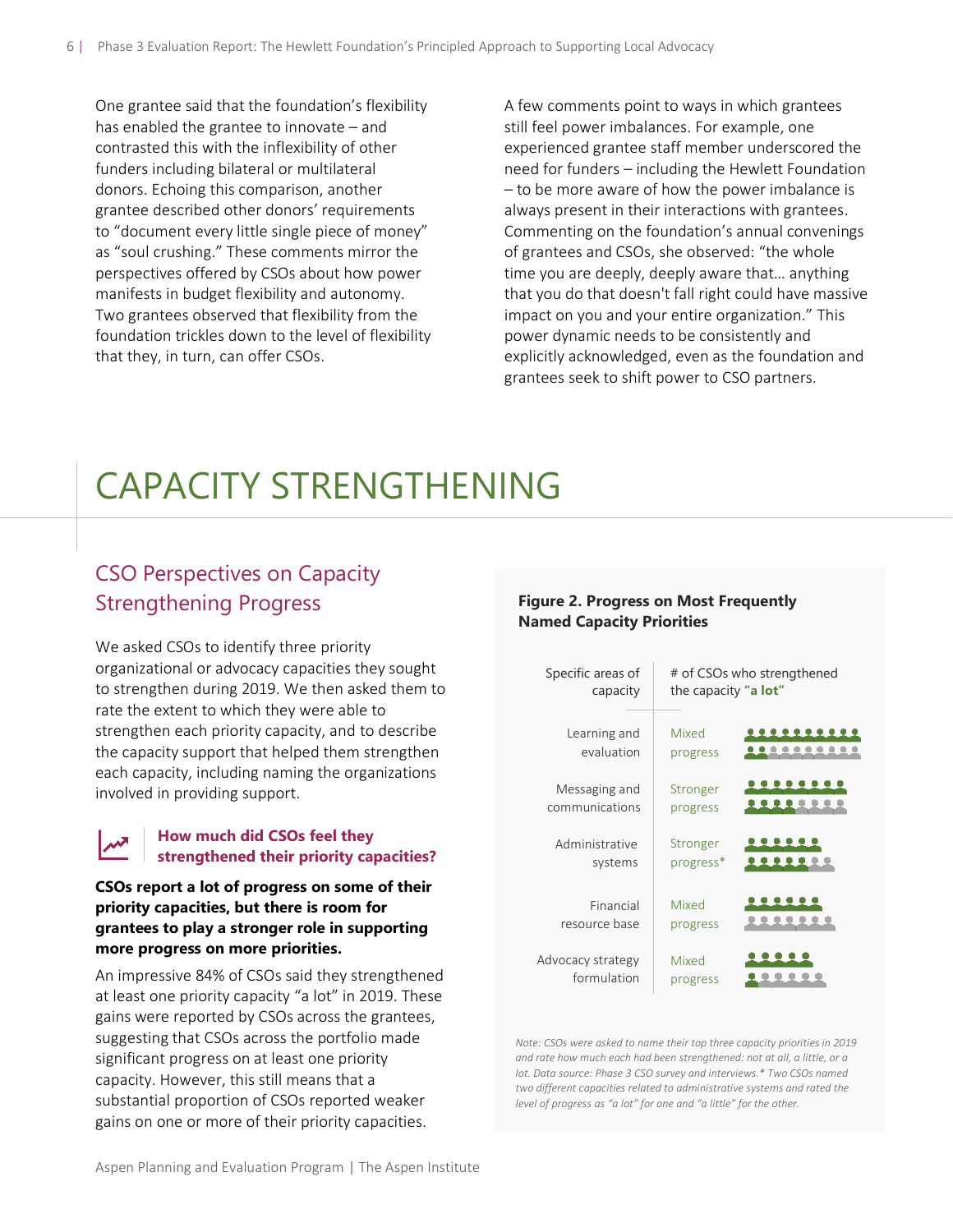One grantee said that the foundation's flexibility has enabled the grantee to innovate – and contrasted this with the inflexibility of other funders including bilateral or multilateral donors. Echoing this comparison, another grantee described other donors' requirements to "document every little single piece of money" as "soul crushing." These comments mirror the perspectives offered by CSOs about how power manifests in budget flexibility and autonomy. Two grantees observed that flexibility from the foundation trickles down to the level of flexibility that they, in turn, can offer CSOs.

A few comments point to ways in which grantees still feel power imbalances. For example, one experienced grantee staff member underscored the need for funders – including the Hewlett Foundation – to be more aware of how the power imbalance is always present in their interactions with grantees. Commenting on the foundation's annual convenings of grantees and CSOs, she observed: "the whole time you are deeply, deeply aware that… anything that you do that doesn't fall right could have massive impact on you and your entire organization." This power dynamic needs to be consistently and explicitly acknowledged, even as the foundation and grantees seek to shift power to CSO partners.

# CAPACITY STRENGTHENING

## CSO Perspectives on Capacity Strengthening Progress

We asked CSOs to identify three priority organizational or advocacy capacities they sought to strengthen during 2019. We then asked them to rate the extent to which they were able to strengthen each priority capacity, and to describe the capacity support that helped them strengthen each capacity, including naming the organizations involved in providing support.

### How much did CSOs feel they strengthened their priority capacities?

**CSOs report a lot of progress on some of their priority capacities, but there is room for grantees to play a stronger role in supporting more progress on more priorities.**

An impressive 84% of CSOs said they strengthened at least one priority capacity "a lot" in 2019. These gains were reported by CSOs across the grantees, suggesting that CSOs across the portfolio made significant progress on at least one priority capacity. However, this still means that a substantial proportion of CSOs reported weaker gains on one or more of their priority capacities.

**Figure 2. Progress on Most Frequently Named Capacity Priorities**

| Specific areas of capacity | # of CSOs who strengthened the capacity **"a lot"** |
|---|---|
| Learning and evaluation | Mixed progress |
| Messaging and communications | Stronger progress |
| Administrative systems | Stronger progress* |
| Financial resource base | Mixed progress |
| Advocacy strategy formulation | Mixed progress |

*Note: CSOs were asked to name their top three capacity priorities in 2019 and rate how much each had been strengthened: not at all, a little, or a lot. Data source: Phase 3 CSO survey and interviews.* Two CSOs named two different capacities related to administrative systems and rated the level of progress as "a lot" for one and "a little" for the other.*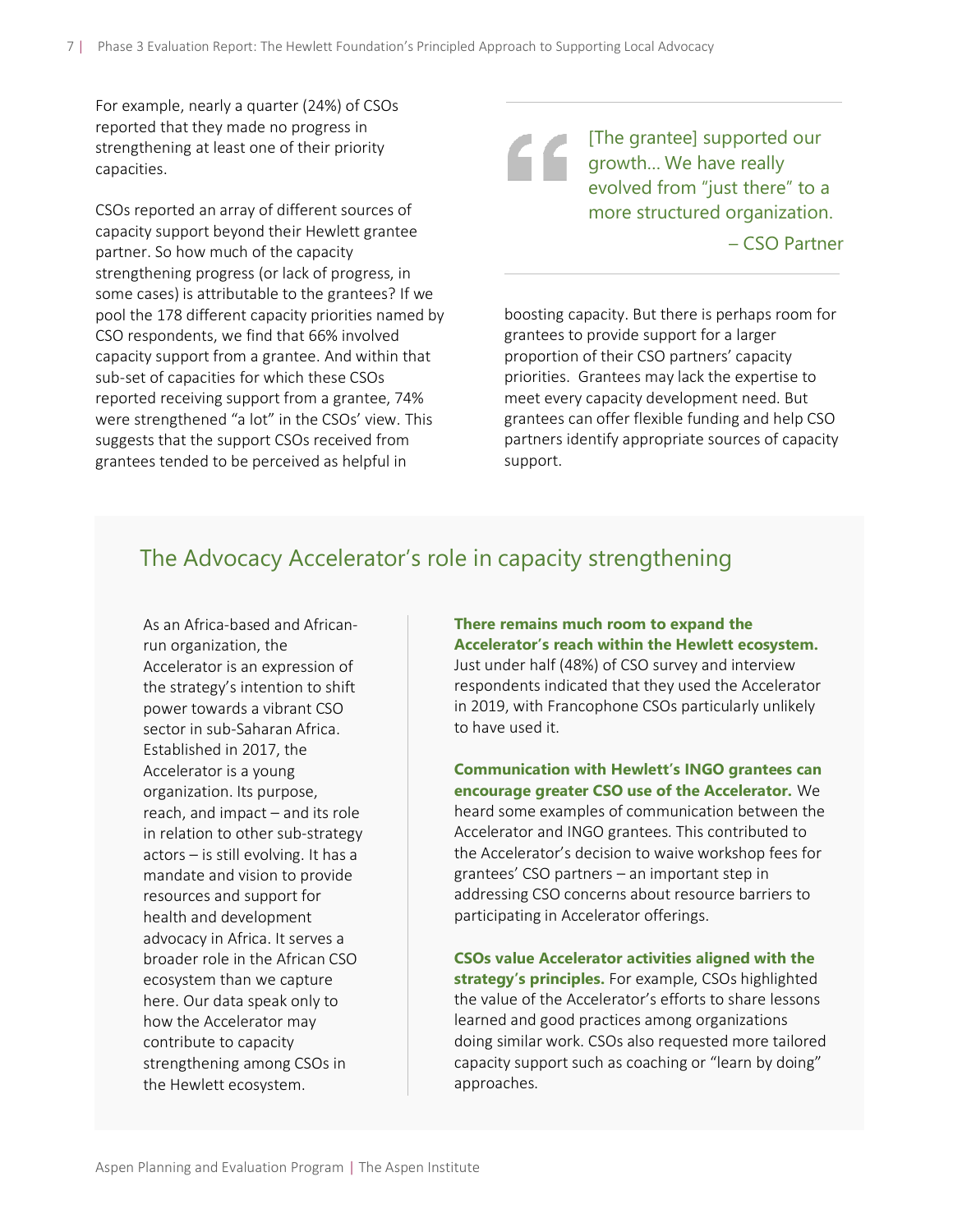For example, nearly a quarter (24%) of CSOs reported that they made no progress in strengthening at least one of their priority capacities.

CSOs reported an array of different sources of capacity support beyond their Hewlett grantee partner. So how much of the capacity strengthening progress (or lack of progress, in some cases) is attributable to the grantees? If we pool the 178 different capacity priorities named by CSO respondents, we find that 66% involved capacity support from a grantee. And within that sub-set of capacities for which these CSOs reported receiving support from a grantee, 74% were strengthened "a lot" in the CSOs' view. This suggests that the support CSOs received from grantees tended to be perceived as helpful in boosting capacity. But there is perhaps room for grantees to provide support for a larger proportion of their CSO partners' capacity priorities. Grantees may lack the expertise to meet every capacity development need. But grantees can offer flexible funding and help CSO partners identify appropriate sources of capacity support.

> [The grantee] supported our growth… We have really evolved from "just there" to a more structured organization.
>
> – CSO Partner

## The Advocacy Accelerator's role in capacity strengthening

As an Africa-based and African-run organization, the Accelerator is an expression of the strategy's intention to shift power towards a vibrant CSO sector in sub-Saharan Africa. Established in 2017, the Accelerator is a young organization. Its purpose, reach, and impact – and its role in relation to other sub-strategy actors – is still evolving. It has a mandate and vision to provide resources and support for health and development advocacy in Africa. It serves a broader role in the African CSO ecosystem than we capture here. Our data speak only to how the Accelerator may contribute to capacity strengthening among CSOs in the Hewlett ecosystem.

**There remains much room to expand the Accelerator's reach within the Hewlett ecosystem.** Just under half (48%) of CSO survey and interview respondents indicated that they used the Accelerator in 2019, with Francophone CSOs particularly unlikely to have used it.

**Communication with Hewlett's INGO grantees can encourage greater CSO use of the Accelerator.** We heard some examples of communication between the Accelerator and INGO grantees. This contributed to the Accelerator's decision to waive workshop fees for grantees' CSO partners – an important step in addressing CSO concerns about resource barriers to participating in Accelerator offerings.

**CSOs value Accelerator activities aligned with the strategy's principles.** For example, CSOs highlighted the value of the Accelerator's efforts to share lessons learned and good practices among organizations doing similar work. CSOs also requested more tailored capacity support such as coaching or "learn by doing" approaches.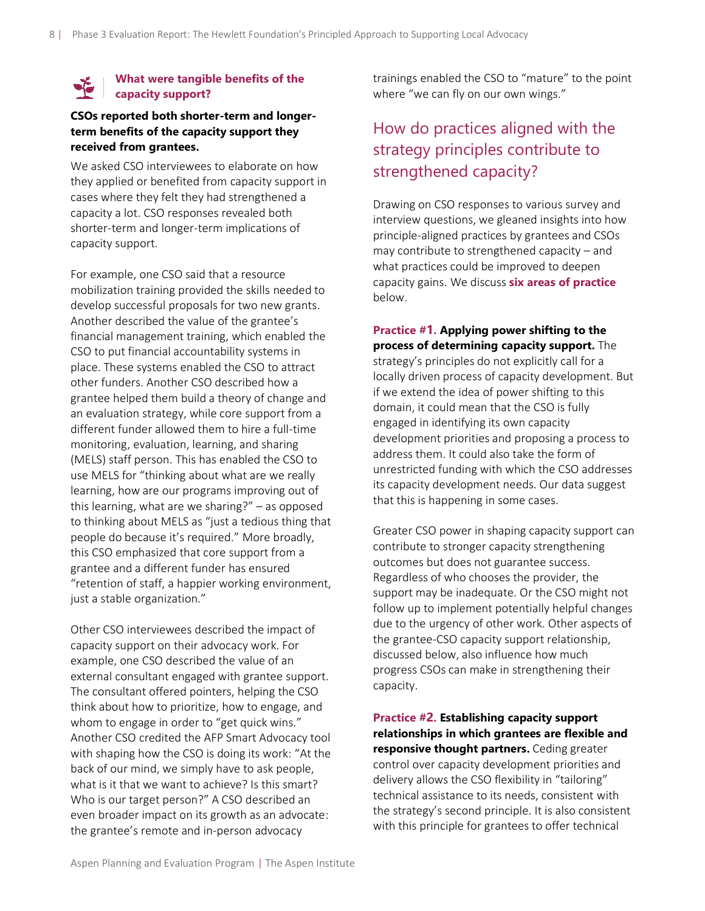### What were tangible benefits of the capacity support?

**CSOs reported both shorter-term and longer-term benefits of the capacity support they received from grantees.**

We asked CSO interviewees to elaborate on how they applied or benefited from capacity support in cases where they felt they had strengthened a capacity a lot. CSO responses revealed both shorter-term and longer-term implications of capacity support.

For example, one CSO said that a resource mobilization training provided the skills needed to develop successful proposals for two new grants. Another described the value of the grantee's financial management training, which enabled the CSO to put financial accountability systems in place. These systems enabled the CSO to attract other funders. Another CSO described how a grantee helped them build a theory of change and an evaluation strategy, while core support from a different funder allowed them to hire a full-time monitoring, evaluation, learning, and sharing (MELS) staff person. This has enabled the CSO to use MELS for "thinking about what are we really learning, how are our programs improving out of this learning, what are we sharing?" – as opposed to thinking about MELS as "just a tedious thing that people do because it's required." More broadly, this CSO emphasized that core support from a grantee and a different funder has ensured "retention of staff, a happier working environment, just a stable organization."

Other CSO interviewees described the impact of capacity support on their advocacy work. For example, one CSO described the value of an external consultant engaged with grantee support. The consultant offered pointers, helping the CSO think about how to prioritize, how to engage, and whom to engage in order to "get quick wins." Another CSO credited the AFP Smart Advocacy tool with shaping how the CSO is doing its work: "At the back of our mind, we simply have to ask people, what is it that we want to achieve? Is this smart? Who is our target person?" A CSO described an even broader impact on its growth as an advocate: the grantee's remote and in-person advocacy trainings enabled the CSO to "mature" to the point where "we can fly on our own wings."

## How do practices aligned with the strategy principles contribute to strengthened capacity?

Drawing on CSO responses to various survey and interview questions, we gleaned insights into how principle-aligned practices by grantees and CSOs may contribute to strengthened capacity – and what practices could be improved to deepen capacity gains. We discuss **six areas of practice** below.

**Practice #1. Applying power shifting to the process of determining capacity support.** The strategy's principles do not explicitly call for a locally driven process of capacity development. But if we extend the idea of power shifting to this domain, it could mean that the CSO is fully engaged in identifying its own capacity development priorities and proposing a process to address them. It could also take the form of unrestricted funding with which the CSO addresses its capacity development needs. Our data suggest that this is happening in some cases.

Greater CSO power in shaping capacity support can contribute to stronger capacity strengthening outcomes but does not guarantee success. Regardless of who chooses the provider, the support may be inadequate. Or the CSO might not follow up to implement potentially helpful changes due to the urgency of other work. Other aspects of the grantee-CSO capacity support relationship, discussed below, also influence how much progress CSOs can make in strengthening their capacity.

**Practice #2. Establishing capacity support relationships in which grantees are flexible and responsive thought partners.** Ceding greater control over capacity development priorities and delivery allows the CSO flexibility in "tailoring" technical assistance to its needs, consistent with the strategy's second principle. It is also consistent with this principle for grantees to offer technical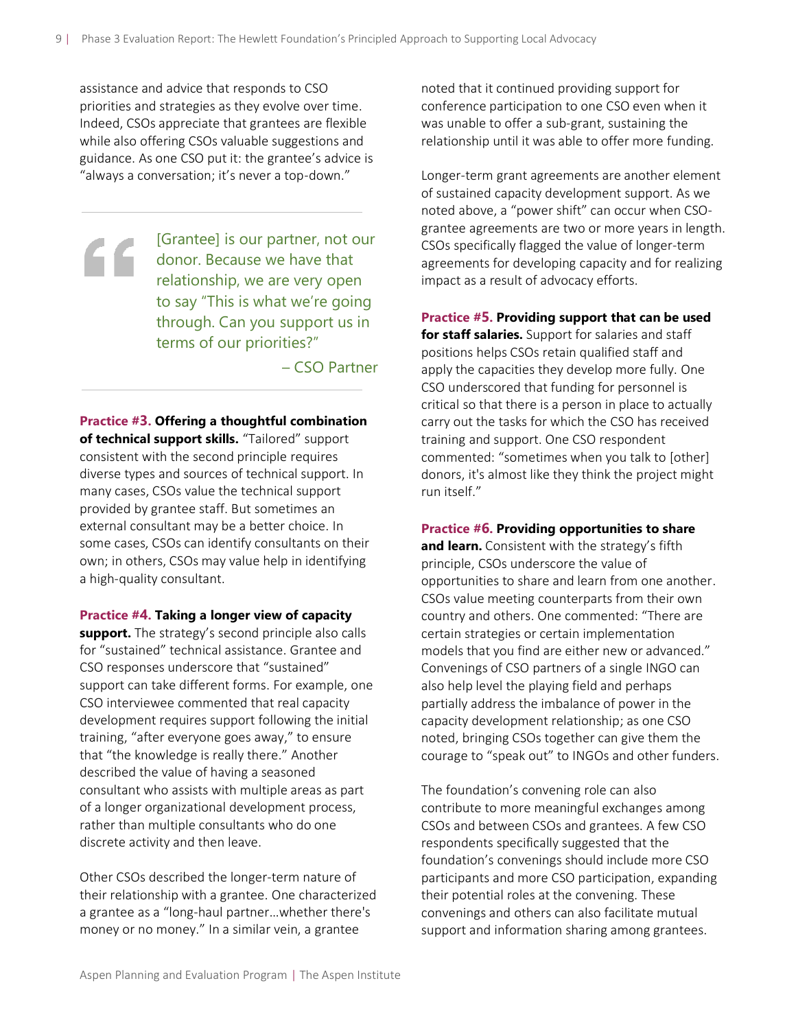assistance and advice that responds to CSO priorities and strategies as they evolve over time. Indeed, CSOs appreciate that grantees are flexible while also offering CSOs valuable suggestions and guidance. As one CSO put it: the grantee's advice is "always a conversation; it's never a top-down."

> [Grantee] is our partner, not our donor. Because we have that relationship, we are very open to say "This is what we're going through. Can you support us in terms of our priorities?"
>
> – CSO Partner

**Practice #3. Offering a thoughtful combination of technical support skills.** "Tailored" support consistent with the second principle requires diverse types and sources of technical support. In many cases, CSOs value the technical support provided by grantee staff. But sometimes an external consultant may be a better choice. In some cases, CSOs can identify consultants on their own; in others, CSOs may value help in identifying a high-quality consultant.

**Practice #4. Taking a longer view of capacity support.** The strategy's second principle also calls for "sustained" technical assistance. Grantee and CSO responses underscore that "sustained" support can take different forms. For example, one CSO interviewee commented that real capacity development requires support following the initial training, "after everyone goes away," to ensure that "the knowledge is really there." Another described the value of having a seasoned consultant who assists with multiple areas as part of a longer organizational development process, rather than multiple consultants who do one discrete activity and then leave.

Other CSOs described the longer-term nature of their relationship with a grantee. One characterized a grantee as a "long-haul partner…whether there's money or no money." In a similar vein, a grantee noted that it continued providing support for conference participation to one CSO even when it was unable to offer a sub-grant, sustaining the relationship until it was able to offer more funding.

Longer-term grant agreements are another element of sustained capacity development support. As we noted above, a "power shift" can occur when CSO-grantee agreements are two or more years in length. CSOs specifically flagged the value of longer-term agreements for developing capacity and for realizing impact as a result of advocacy efforts.

**Practice #5. Providing support that can be used for staff salaries.** Support for salaries and staff positions helps CSOs retain qualified staff and apply the capacities they develop more fully. One CSO underscored that funding for personnel is critical so that there is a person in place to actually carry out the tasks for which the CSO has received training and support. One CSO respondent commented: "sometimes when you talk to [other] donors, it's almost like they think the project might run itself."

**Practice #6. Providing opportunities to share and learn.** Consistent with the strategy's fifth principle, CSOs underscore the value of opportunities to share and learn from one another. CSOs value meeting counterparts from their own country and others. One commented: "There are certain strategies or certain implementation models that you find are either new or advanced." Convenings of CSO partners of a single INGO can also help level the playing field and perhaps partially address the imbalance of power in the capacity development relationship; as one CSO noted, bringing CSOs together can give them the courage to "speak out" to INGOs and other funders.

The foundation's convening role can also contribute to more meaningful exchanges among CSOs and between CSOs and grantees. A few CSO respondents specifically suggested that the foundation's convenings should include more CSO participants and more CSO participation, expanding their potential roles at the convening. These convenings and others can also facilitate mutual support and information sharing among grantees.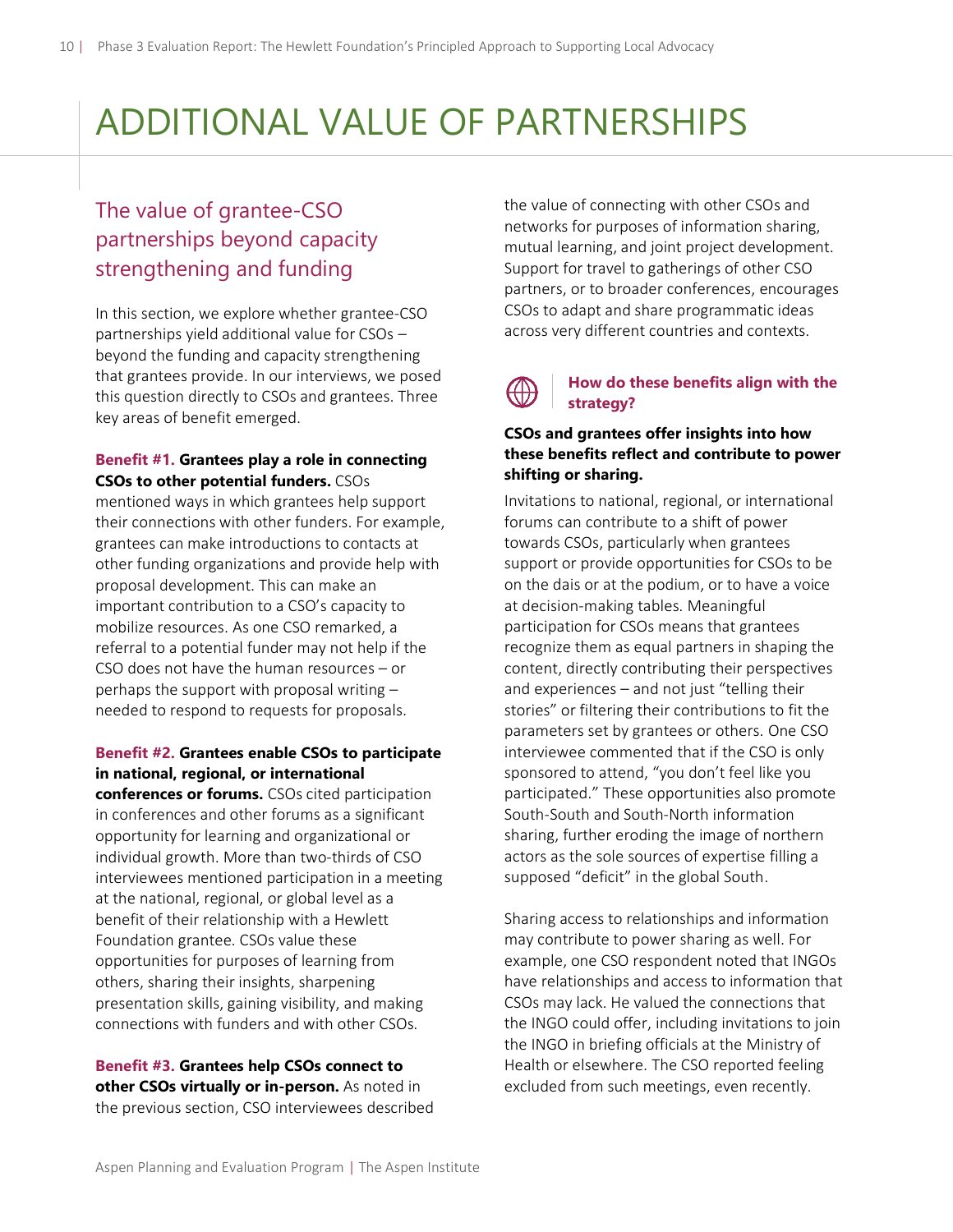# ADDITIONAL VALUE OF PARTNERSHIPS

## The value of grantee-CSO partnerships beyond capacity strengthening and funding

In this section, we explore whether grantee-CSO partnerships yield additional value for CSOs – beyond the funding and capacity strengthening that grantees provide. In our interviews, we posed this question directly to CSOs and grantees. Three key areas of benefit emerged.

**Benefit #1. Grantees play a role in connecting CSOs to other potential funders.** CSOs mentioned ways in which grantees help support their connections with other funders. For example, grantees can make introductions to contacts at other funding organizations and provide help with proposal development. This can make an important contribution to a CSO's capacity to mobilize resources. As one CSO remarked, a referral to a potential funder may not help if the CSO does not have the human resources – or perhaps the support with proposal writing – needed to respond to requests for proposals.

**Benefit #2. Grantees enable CSOs to participate in national, regional, or international conferences or forums.** CSOs cited participation in conferences and other forums as a significant opportunity for learning and organizational or individual growth. More than two-thirds of CSO interviewees mentioned participation in a meeting at the national, regional, or global level as a benefit of their relationship with a Hewlett Foundation grantee. CSOs value these opportunities for purposes of learning from others, sharing their insights, sharpening presentation skills, gaining visibility, and making connections with funders and with other CSOs.

**Benefit #3. Grantees help CSOs connect to other CSOs virtually or in-person.** As noted in the previous section, CSO interviewees described the value of connecting with other CSOs and networks for purposes of information sharing, mutual learning, and joint project development. Support for travel to gatherings of other CSO partners, or to broader conferences, encourages CSOs to adapt and share programmatic ideas across very different countries and contexts.

### How do these benefits align with the strategy?

**CSOs and grantees offer insights into how these benefits reflect and contribute to power shifting or sharing.**

Invitations to national, regional, or international forums can contribute to a shift of power towards CSOs, particularly when grantees support or provide opportunities for CSOs to be on the dais or at the podium, or to have a voice at decision-making tables. Meaningful participation for CSOs means that grantees recognize them as equal partners in shaping the content, directly contributing their perspectives and experiences – and not just "telling their stories" or filtering their contributions to fit the parameters set by grantees or others. One CSO interviewee commented that if the CSO is only sponsored to attend, "you don't feel like you participated." These opportunities also promote South-South and South-North information sharing, further eroding the image of northern actors as the sole sources of expertise filling a supposed "deficit" in the global South.

Sharing access to relationships and information may contribute to power sharing as well. For example, one CSO respondent noted that INGOs have relationships and access to information that CSOs may lack. He valued the connections that the INGO could offer, including invitations to join the INGO in briefing officials at the Ministry of Health or elsewhere. The CSO reported feeling excluded from such meetings, even recently.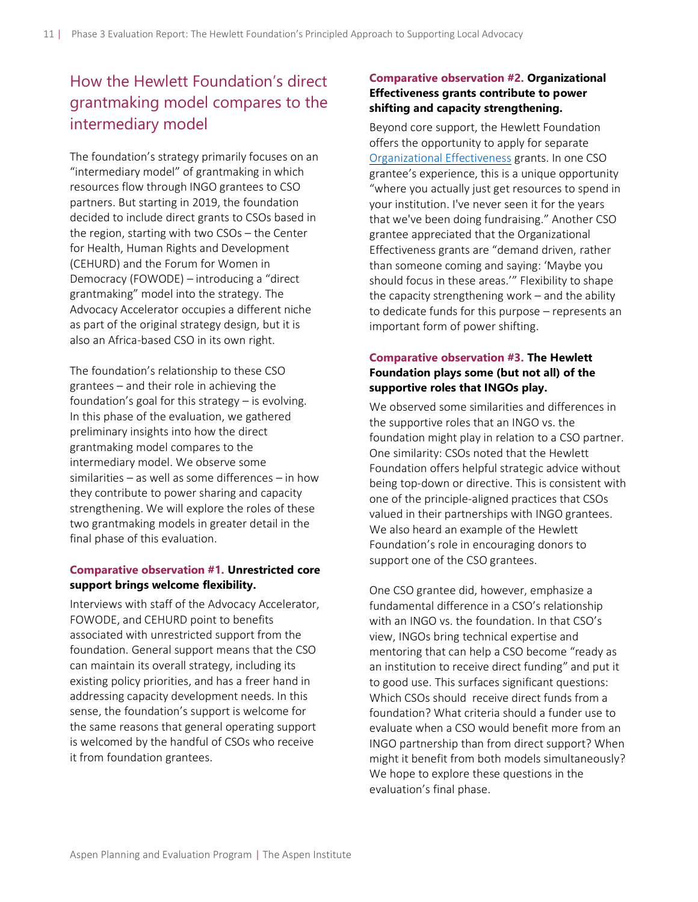## How the Hewlett Foundation's direct grantmaking model compares to the intermediary model

The foundation's strategy primarily focuses on an "intermediary model" of grantmaking in which resources flow through INGO grantees to CSO partners. But starting in 2019, the foundation decided to include direct grants to CSOs based in the region, starting with two CSOs – the Center for Health, Human Rights and Development (CEHURD) and the Forum for Women in Democracy (FOWODE) – introducing a "direct grantmaking" model into the strategy. The Advocacy Accelerator occupies a different niche as part of the original strategy design, but it is also an Africa-based CSO in its own right.

The foundation's relationship to these CSO grantees – and their role in achieving the foundation's goal for this strategy – is evolving. In this phase of the evaluation, we gathered preliminary insights into how the direct grantmaking model compares to the intermediary model. We observe some similarities – as well as some differences – in how they contribute to power sharing and capacity strengthening. We will explore the roles of these two grantmaking models in greater detail in the final phase of this evaluation.

#### Comparative observation #1. Unrestricted core support brings welcome flexibility.

Interviews with staff of the Advocacy Accelerator, FOWODE, and CEHURD point to benefits associated with unrestricted support from the foundation. General support means that the CSO can maintain its overall strategy, including its existing policy priorities, and has a freer hand in addressing capacity development needs. In this sense, the foundation's support is welcome for the same reasons that general operating support is welcomed by the handful of CSOs who receive it from foundation grantees.

#### Comparative observation #2. Organizational Effectiveness grants contribute to power shifting and capacity strengthening.

Beyond core support, the Hewlett Foundation offers the opportunity to apply for separate Organizational Effectiveness grants. In one CSO grantee's experience, this is a unique opportunity "where you actually just get resources to spend in your institution. I've never seen it for the years that we've been doing fundraising." Another CSO grantee appreciated that the Organizational Effectiveness grants are "demand driven, rather than someone coming and saying: 'Maybe you should focus in these areas.'" Flexibility to shape the capacity strengthening work – and the ability to dedicate funds for this purpose – represents an important form of power shifting.

#### Comparative observation #3. The Hewlett Foundation plays some (but not all) of the supportive roles that INGOs play.

We observed some similarities and differences in the supportive roles that an INGO vs. the foundation might play in relation to a CSO partner. One similarity: CSOs noted that the Hewlett Foundation offers helpful strategic advice without being top-down or directive. This is consistent with one of the principle-aligned practices that CSOs valued in their partnerships with INGO grantees. We also heard an example of the Hewlett Foundation's role in encouraging donors to support one of the CSO grantees.

One CSO grantee did, however, emphasize a fundamental difference in a CSO's relationship with an INGO vs. the foundation. In that CSO's view, INGOs bring technical expertise and mentoring that can help a CSO become "ready as an institution to receive direct funding" and put it to good use. This surfaces significant questions: Which CSOs should receive direct funds from a foundation? What criteria should a funder use to evaluate when a CSO would benefit more from an INGO partnership than from direct support? When might it benefit from both models simultaneously? We hope to explore these questions in the evaluation's final phase.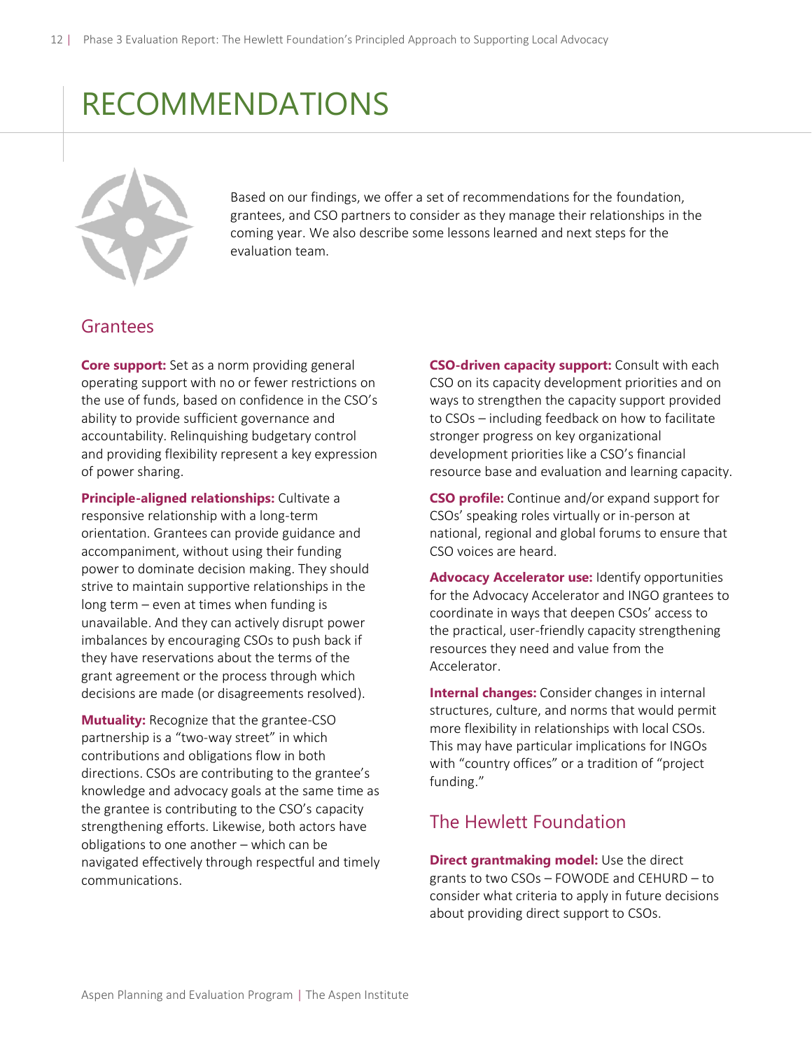# RECOMMENDATIONS

Based on our findings, we offer a set of recommendations for the foundation, grantees, and CSO partners to consider as they manage their relationships in the coming year. We also describe some lessons learned and next steps for the evaluation team.

## Grantees

**Core support:** Set as a norm providing general operating support with no or fewer restrictions on the use of funds, based on confidence in the CSO's ability to provide sufficient governance and accountability. Relinquishing budgetary control and providing flexibility represent a key expression of power sharing.

**Principle-aligned relationships:** Cultivate a responsive relationship with a long-term orientation. Grantees can provide guidance and accompaniment, without using their funding power to dominate decision making. They should strive to maintain supportive relationships in the long term – even at times when funding is unavailable. And they can actively disrupt power imbalances by encouraging CSOs to push back if they have reservations about the terms of the grant agreement or the process through which decisions are made (or disagreements resolved).

**Mutuality:** Recognize that the grantee-CSO partnership is a "two-way street" in which contributions and obligations flow in both directions. CSOs are contributing to the grantee's knowledge and advocacy goals at the same time as the grantee is contributing to the CSO's capacity strengthening efforts. Likewise, both actors have obligations to one another – which can be navigated effectively through respectful and timely communications.

**CSO-driven capacity support:** Consult with each CSO on its capacity development priorities and on ways to strengthen the capacity support provided to CSOs – including feedback on how to facilitate stronger progress on key organizational development priorities like a CSO's financial resource base and evaluation and learning capacity.

**CSO profile:** Continue and/or expand support for CSOs' speaking roles virtually or in-person at national, regional and global forums to ensure that CSO voices are heard.

**Advocacy Accelerator use:** Identify opportunities for the Advocacy Accelerator and INGO grantees to coordinate in ways that deepen CSOs' access to the practical, user-friendly capacity strengthening resources they need and value from the Accelerator.

**Internal changes:** Consider changes in internal structures, culture, and norms that would permit more flexibility in relationships with local CSOs. This may have particular implications for INGOs with "country offices" or a tradition of "project funding."

## The Hewlett Foundation

**Direct grantmaking model:** Use the direct grants to two CSOs – FOWODE and CEHURD – to consider what criteria to apply in future decisions about providing direct support to CSOs.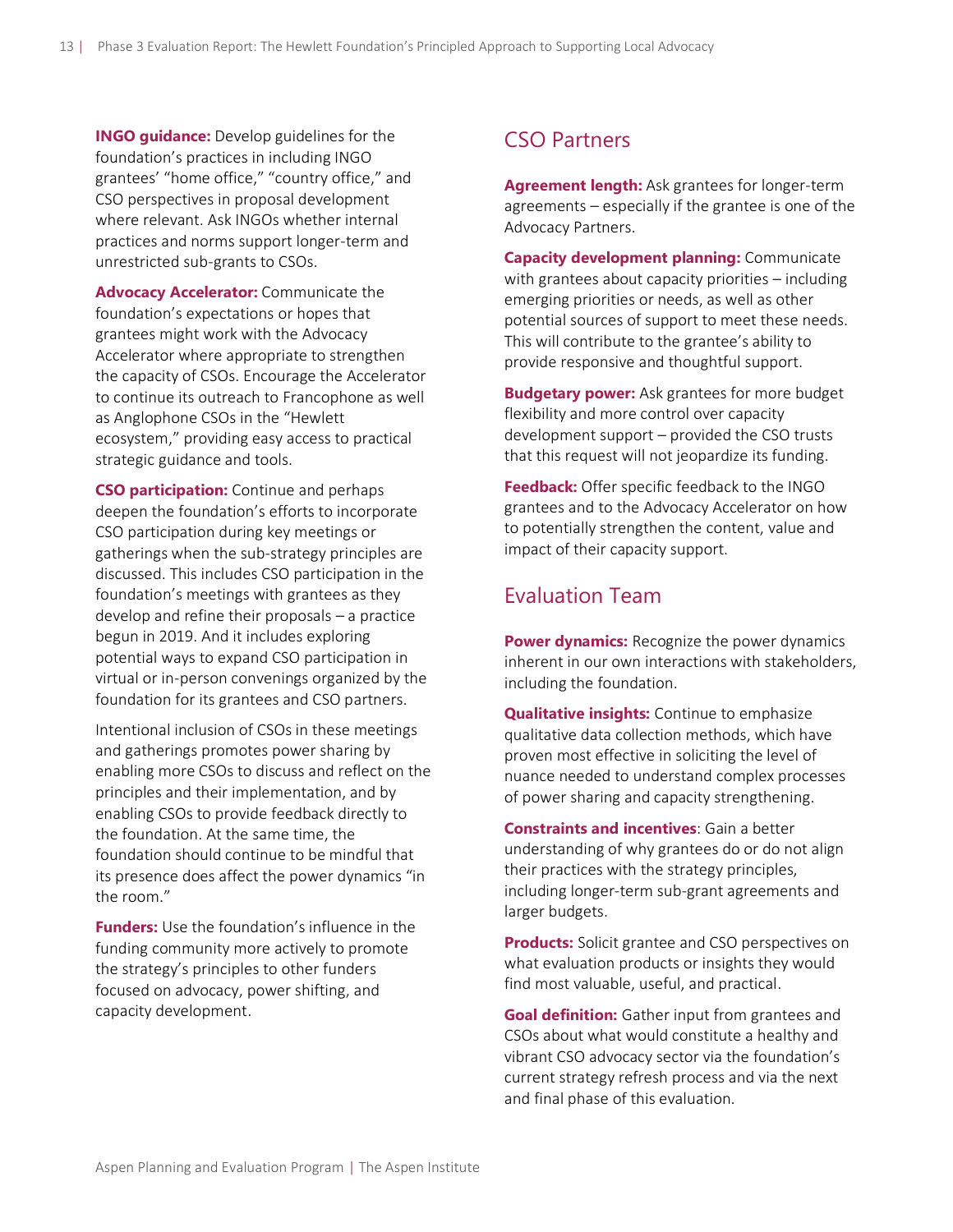**INGO guidance:** Develop guidelines for the foundation's practices in including INGO grantees' "home office," "country office," and CSO perspectives in proposal development where relevant. Ask INGOs whether internal practices and norms support longer-term and unrestricted sub-grants to CSOs.

**Advocacy Accelerator:** Communicate the foundation's expectations or hopes that grantees might work with the Advocacy Accelerator where appropriate to strengthen the capacity of CSOs. Encourage the Accelerator to continue its outreach to Francophone as well as Anglophone CSOs in the "Hewlett ecosystem," providing easy access to practical strategic guidance and tools.

**CSO participation:** Continue and perhaps deepen the foundation's efforts to incorporate CSO participation during key meetings or gatherings when the sub-strategy principles are discussed. This includes CSO participation in the foundation's meetings with grantees as they develop and refine their proposals – a practice begun in 2019. And it includes exploring potential ways to expand CSO participation in virtual or in-person convenings organized by the foundation for its grantees and CSO partners.

Intentional inclusion of CSOs in these meetings and gatherings promotes power sharing by enabling more CSOs to discuss and reflect on the principles and their implementation, and by enabling CSOs to provide feedback directly to the foundation. At the same time, the foundation should continue to be mindful that its presence does affect the power dynamics "in the room."

**Funders:** Use the foundation's influence in the funding community more actively to promote the strategy's principles to other funders focused on advocacy, power shifting, and capacity development.

## CSO Partners

**Agreement length:** Ask grantees for longer-term agreements – especially if the grantee is one of the Advocacy Partners.

**Capacity development planning:** Communicate with grantees about capacity priorities – including emerging priorities or needs, as well as other potential sources of support to meet these needs. This will contribute to the grantee's ability to provide responsive and thoughtful support.

**Budgetary power:** Ask grantees for more budget flexibility and more control over capacity development support – provided the CSO trusts that this request will not jeopardize its funding.

**Feedback:** Offer specific feedback to the INGO grantees and to the Advocacy Accelerator on how to potentially strengthen the content, value and impact of their capacity support.

## Evaluation Team

**Power dynamics:** Recognize the power dynamics inherent in our own interactions with stakeholders, including the foundation.

**Qualitative insights:** Continue to emphasize qualitative data collection methods, which have proven most effective in soliciting the level of nuance needed to understand complex processes of power sharing and capacity strengthening.

**Constraints and incentives**: Gain a better understanding of why grantees do or do not align their practices with the strategy principles, including longer-term sub-grant agreements and larger budgets.

**Products:** Solicit grantee and CSO perspectives on what evaluation products or insights they would find most valuable, useful, and practical.

**Goal definition:** Gather input from grantees and CSOs about what would constitute a healthy and vibrant CSO advocacy sector via the foundation's current strategy refresh process and via the next and final phase of this evaluation.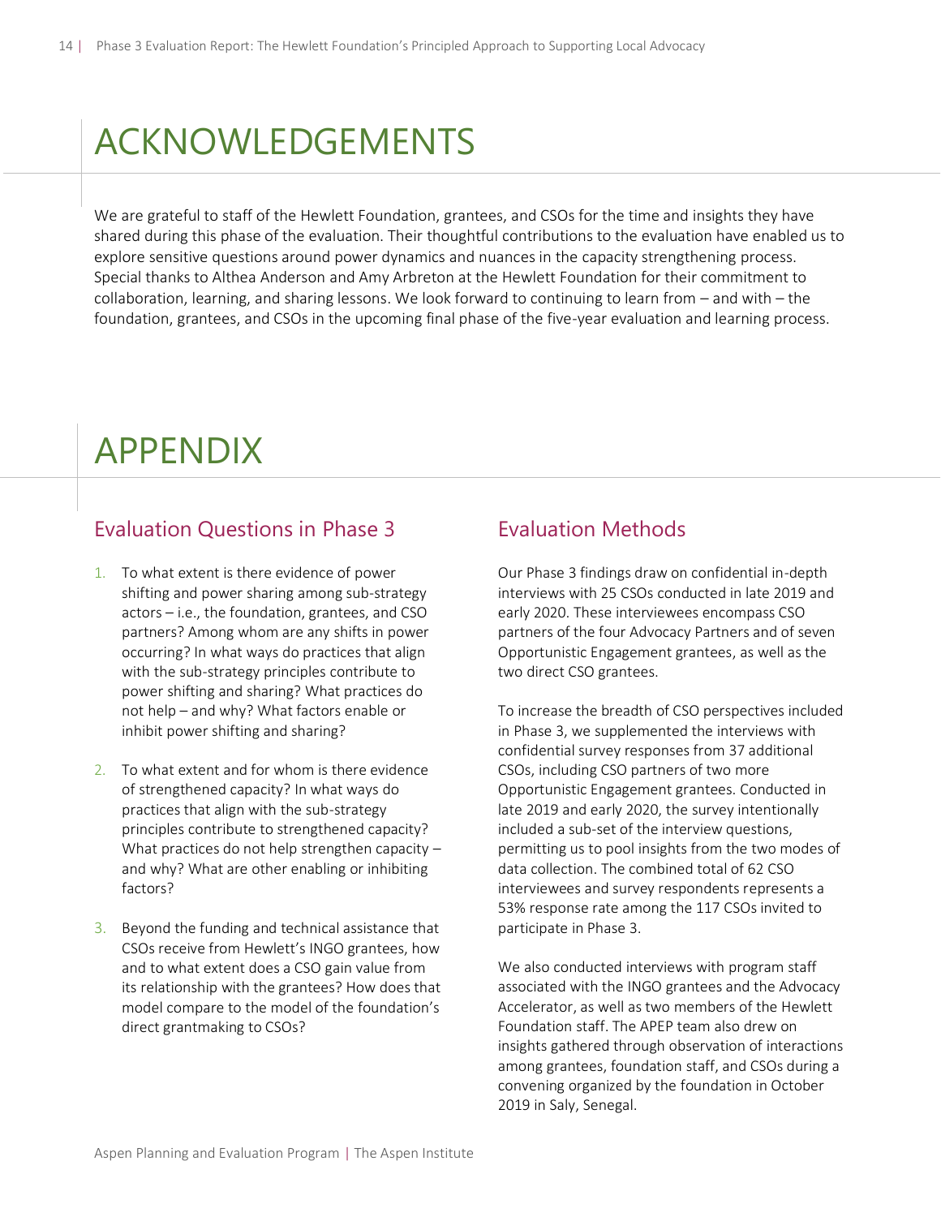# ACKNOWLEDGEMENTS

We are grateful to staff of the Hewlett Foundation, grantees, and CSOs for the time and insights they have shared during this phase of the evaluation. Their thoughtful contributions to the evaluation have enabled us to explore sensitive questions around power dynamics and nuances in the capacity strengthening process. Special thanks to Althea Anderson and Amy Arbreton at the Hewlett Foundation for their commitment to collaboration, learning, and sharing lessons. We look forward to continuing to learn from – and with – the foundation, grantees, and CSOs in the upcoming final phase of the five-year evaluation and learning process.

# APPENDIX

## Evaluation Questions in Phase 3

1. To what extent is there evidence of power shifting and power sharing among sub-strategy actors – i.e., the foundation, grantees, and CSO partners? Among whom are any shifts in power occurring? In what ways do practices that align with the sub-strategy principles contribute to power shifting and sharing? What practices do not help – and why? What factors enable or inhibit power shifting and sharing?
2. To what extent and for whom is there evidence of strengthened capacity? In what ways do practices that align with the sub-strategy principles contribute to strengthened capacity? What practices do not help strengthen capacity – and why? What are other enabling or inhibiting factors?
3. Beyond the funding and technical assistance that CSOs receive from Hewlett's INGO grantees, how and to what extent does a CSO gain value from its relationship with the grantees? How does that model compare to the model of the foundation's direct grantmaking to CSOs?

## Evaluation Methods

Our Phase 3 findings draw on confidential in-depth interviews with 25 CSOs conducted in late 2019 and early 2020. These interviewees encompass CSO partners of the four Advocacy Partners and of seven Opportunistic Engagement grantees, as well as the two direct CSO grantees.

To increase the breadth of CSO perspectives included in Phase 3, we supplemented the interviews with confidential survey responses from 37 additional CSOs, including CSO partners of two more Opportunistic Engagement grantees. Conducted in late 2019 and early 2020, the survey intentionally included a sub-set of the interview questions, permitting us to pool insights from the two modes of data collection. The combined total of 62 CSO interviewees and survey respondents represents a 53% response rate among the 117 CSOs invited to participate in Phase 3.

We also conducted interviews with program staff associated with the INGO grantees and the Advocacy Accelerator, as well as two members of the Hewlett Foundation staff. The APEP team also drew on insights gathered through observation of interactions among grantees, foundation staff, and CSOs during a convening organized by the foundation in October 2019 in Saly, Senegal.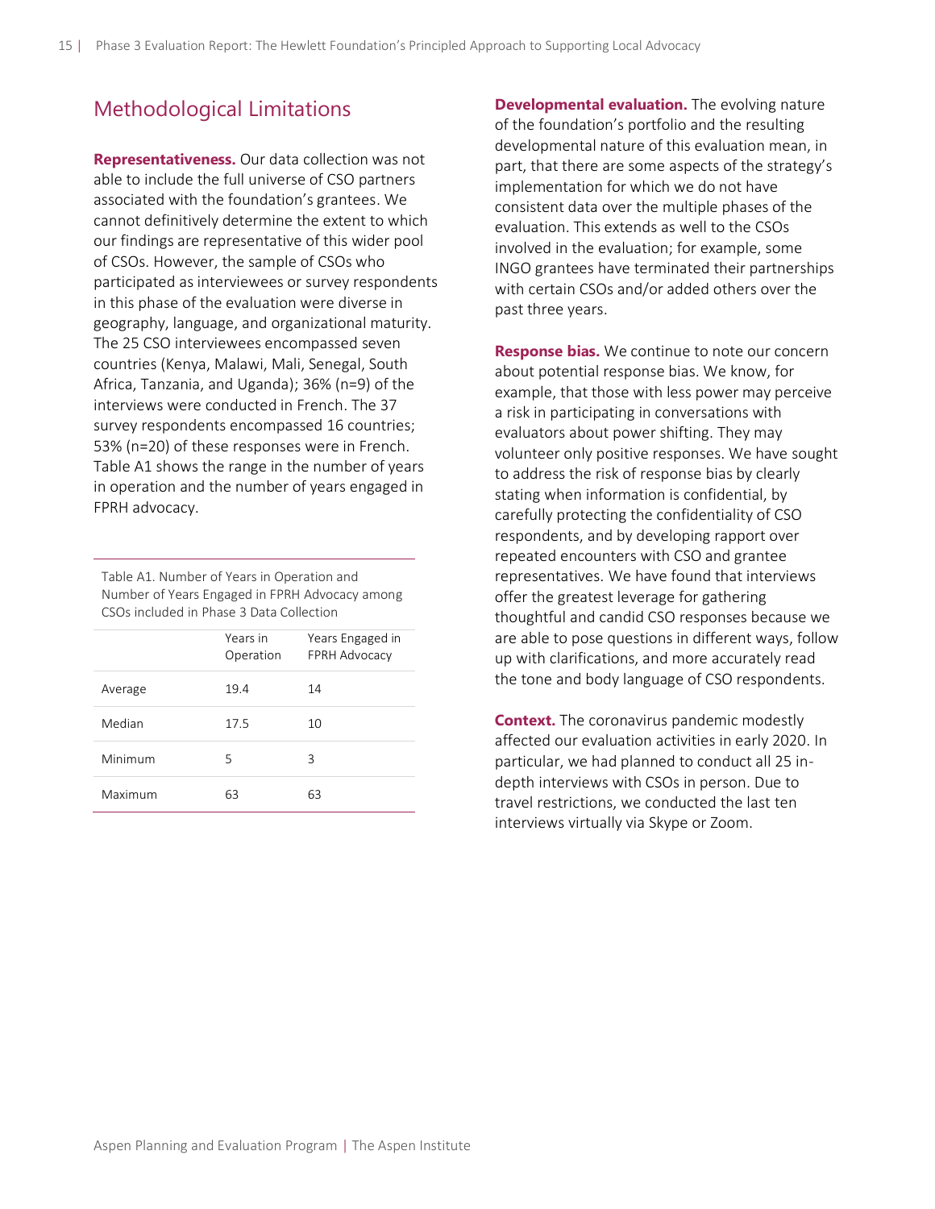## Methodological Limitations

**Representativeness.** Our data collection was not able to include the full universe of CSO partners associated with the foundation's grantees. We cannot definitively determine the extent to which our findings are representative of this wider pool of CSOs. However, the sample of CSOs who participated as interviewees or survey respondents in this phase of the evaluation were diverse in geography, language, and organizational maturity. The 25 CSO interviewees encompassed seven countries (Kenya, Malawi, Mali, Senegal, South Africa, Tanzania, and Uganda); 36% (n=9) of the interviews were conducted in French. The 37 survey respondents encompassed 16 countries; 53% (n=20) of these responses were in French. Table A1 shows the range in the number of years in operation and the number of years engaged in FPRH advocacy.

Table A1. Number of Years in Operation and Number of Years Engaged in FPRH Advocacy among CSOs included in Phase 3 Data Collection

| | Years in Operation | Years Engaged in FPRH Advocacy |
|---|---|---|
| Average | 19.4 | 14 |
| Median | 17.5 | 10 |
| Minimum | 5 | 3 |
| Maximum | 63 | 63 |

**Developmental evaluation.** The evolving nature of the foundation's portfolio and the resulting developmental nature of this evaluation mean, in part, that there are some aspects of the strategy's implementation for which we do not have consistent data over the multiple phases of the evaluation. This extends as well to the CSOs involved in the evaluation; for example, some INGO grantees have terminated their partnerships with certain CSOs and/or added others over the past three years.

**Response bias.** We continue to note our concern about potential response bias. We know, for example, that those with less power may perceive a risk in participating in conversations with evaluators about power shifting. They may volunteer only positive responses. We have sought to address the risk of response bias by clearly stating when information is confidential, by carefully protecting the confidentiality of CSO respondents, and by developing rapport over repeated encounters with CSO and grantee representatives. We have found that interviews offer the greatest leverage for gathering thoughtful and candid CSO responses because we are able to pose questions in different ways, follow up with clarifications, and more accurately read the tone and body language of CSO respondents.

**Context.** The coronavirus pandemic modestly affected our evaluation activities in early 2020. In particular, we had planned to conduct all 25 in-depth interviews with CSOs in person. Due to travel restrictions, we conducted the last ten interviews virtually via Skype or Zoom.